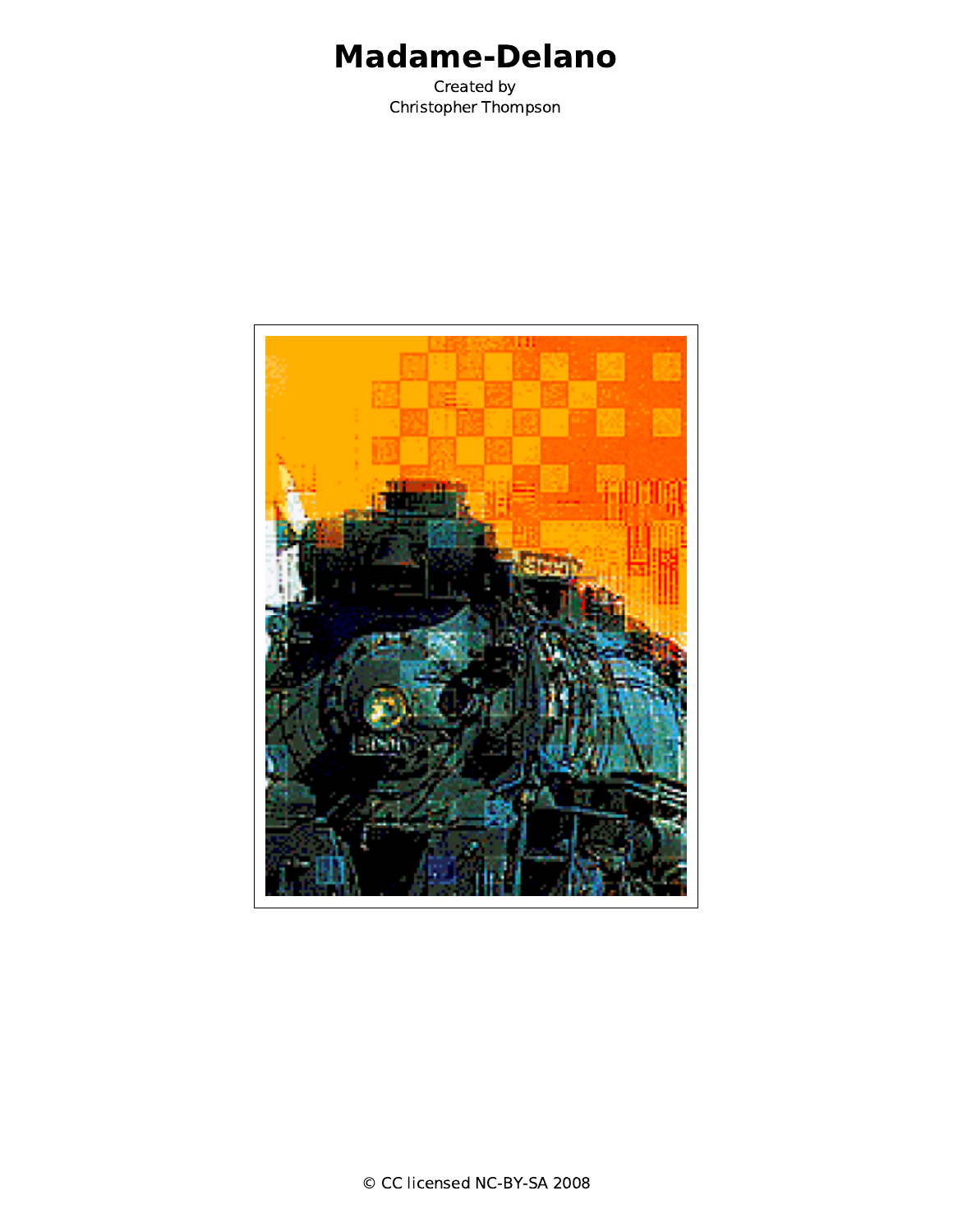# Madame-Delano

Created by
Christopher Thompson

© CC licensed NC-BY-SA 2008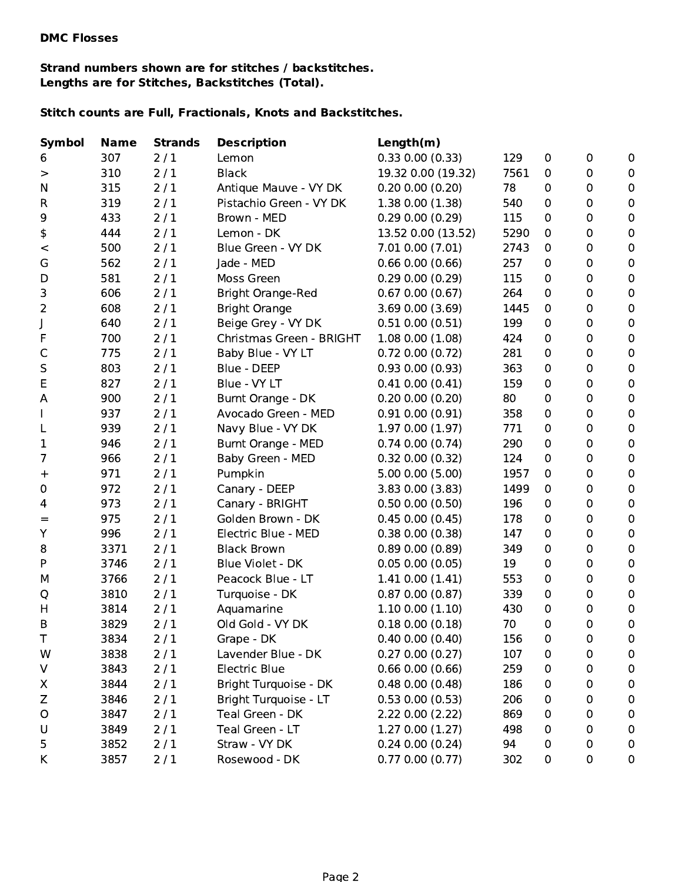**DMC Flosses**

**Strand numbers shown are for stitches / backstitches.**
**Lengths are for Stitches, Backstitches (Total).**

**Stitch counts are Full, Fractionals, Knots and Backstitches.**

| Symbol | Name | Strands | Description | Length(m) | | | | |
|---|---|---|---|---|---|---|---|---|
| 6 | 307 | 2 / 1 | Lemon | 0.33 0.00 (0.33) | 129 | 0 | 0 | 0 |
| > | 310 | 2 / 1 | Black | 19.32 0.00 (19.32) | 7561 | 0 | 0 | 0 |
| N | 315 | 2 / 1 | Antique Mauve - VY DK | 0.20 0.00 (0.20) | 78 | 0 | 0 | 0 |
| R | 319 | 2 / 1 | Pistachio Green - VY DK | 1.38 0.00 (1.38) | 540 | 0 | 0 | 0 |
| 9 | 433 | 2 / 1 | Brown - MED | 0.29 0.00 (0.29) | 115 | 0 | 0 | 0 |
| $ | 444 | 2 / 1 | Lemon - DK | 13.52 0.00 (13.52) | 5290 | 0 | 0 | 0 |
| < | 500 | 2 / 1 | Blue Green - VY DK | 7.01 0.00 (7.01) | 2743 | 0 | 0 | 0 |
| G | 562 | 2 / 1 | Jade - MED | 0.66 0.00 (0.66) | 257 | 0 | 0 | 0 |
| D | 581 | 2 / 1 | Moss Green | 0.29 0.00 (0.29) | 115 | 0 | 0 | 0 |
| 3 | 606 | 2 / 1 | Bright Orange-Red | 0.67 0.00 (0.67) | 264 | 0 | 0 | 0 |
| 2 | 608 | 2 / 1 | Bright Orange | 3.69 0.00 (3.69) | 1445 | 0 | 0 | 0 |
| J | 640 | 2 / 1 | Beige Grey - VY DK | 0.51 0.00 (0.51) | 199 | 0 | 0 | 0 |
| F | 700 | 2 / 1 | Christmas Green - BRIGHT | 1.08 0.00 (1.08) | 424 | 0 | 0 | 0 |
| C | 775 | 2 / 1 | Baby Blue - VY LT | 0.72 0.00 (0.72) | 281 | 0 | 0 | 0 |
| S | 803 | 2 / 1 | Blue - DEEP | 0.93 0.00 (0.93) | 363 | 0 | 0 | 0 |
| E | 827 | 2 / 1 | Blue - VY LT | 0.41 0.00 (0.41) | 159 | 0 | 0 | 0 |
| A | 900 | 2 / 1 | Burnt Orange - DK | 0.20 0.00 (0.20) | 80 | 0 | 0 | 0 |
| I | 937 | 2 / 1 | Avocado Green - MED | 0.91 0.00 (0.91) | 358 | 0 | 0 | 0 |
| L | 939 | 2 / 1 | Navy Blue - VY DK | 1.97 0.00 (1.97) | 771 | 0 | 0 | 0 |
| 1 | 946 | 2 / 1 | Burnt Orange - MED | 0.74 0.00 (0.74) | 290 | 0 | 0 | 0 |
| 7 | 966 | 2 / 1 | Baby Green - MED | 0.32 0.00 (0.32) | 124 | 0 | 0 | 0 |
| + | 971 | 2 / 1 | Pumpkin | 5.00 0.00 (5.00) | 1957 | 0 | 0 | 0 |
| 0 | 972 | 2 / 1 | Canary - DEEP | 3.83 0.00 (3.83) | 1499 | 0 | 0 | 0 |
| 4 | 973 | 2 / 1 | Canary - BRIGHT | 0.50 0.00 (0.50) | 196 | 0 | 0 | 0 |
| = | 975 | 2 / 1 | Golden Brown - DK | 0.45 0.00 (0.45) | 178 | 0 | 0 | 0 |
| Y | 996 | 2 / 1 | Electric Blue - MED | 0.38 0.00 (0.38) | 147 | 0 | 0 | 0 |
| 8 | 3371 | 2 / 1 | Black Brown | 0.89 0.00 (0.89) | 349 | 0 | 0 | 0 |
| P | 3746 | 2 / 1 | Blue Violet - DK | 0.05 0.00 (0.05) | 19 | 0 | 0 | 0 |
| M | 3766 | 2 / 1 | Peacock Blue - LT | 1.41 0.00 (1.41) | 553 | 0 | 0 | 0 |
| Q | 3810 | 2 / 1 | Turquoise - DK | 0.87 0.00 (0.87) | 339 | 0 | 0 | 0 |
| H | 3814 | 2 / 1 | Aquamarine | 1.10 0.00 (1.10) | 430 | 0 | 0 | 0 |
| B | 3829 | 2 / 1 | Old Gold - VY DK | 0.18 0.00 (0.18) | 70 | 0 | 0 | 0 |
| T | 3834 | 2 / 1 | Grape - DK | 0.40 0.00 (0.40) | 156 | 0 | 0 | 0 |
| W | 3838 | 2 / 1 | Lavender Blue - DK | 0.27 0.00 (0.27) | 107 | 0 | 0 | 0 |
| V | 3843 | 2 / 1 | Electric Blue | 0.66 0.00 (0.66) | 259 | 0 | 0 | 0 |
| X | 3844 | 2 / 1 | Bright Turquoise - DK | 0.48 0.00 (0.48) | 186 | 0 | 0 | 0 |
| Z | 3846 | 2 / 1 | Bright Turquoise - LT | 0.53 0.00 (0.53) | 206 | 0 | 0 | 0 |
| O | 3847 | 2 / 1 | Teal Green - DK | 2.22 0.00 (2.22) | 869 | 0 | 0 | 0 |
| U | 3849 | 2 / 1 | Teal Green - LT | 1.27 0.00 (1.27) | 498 | 0 | 0 | 0 |
| 5 | 3852 | 2 / 1 | Straw - VY DK | 0.24 0.00 (0.24) | 94 | 0 | 0 | 0 |
| K | 3857 | 2 / 1 | Rosewood - DK | 0.77 0.00 (0.77) | 302 | 0 | 0 | 0 |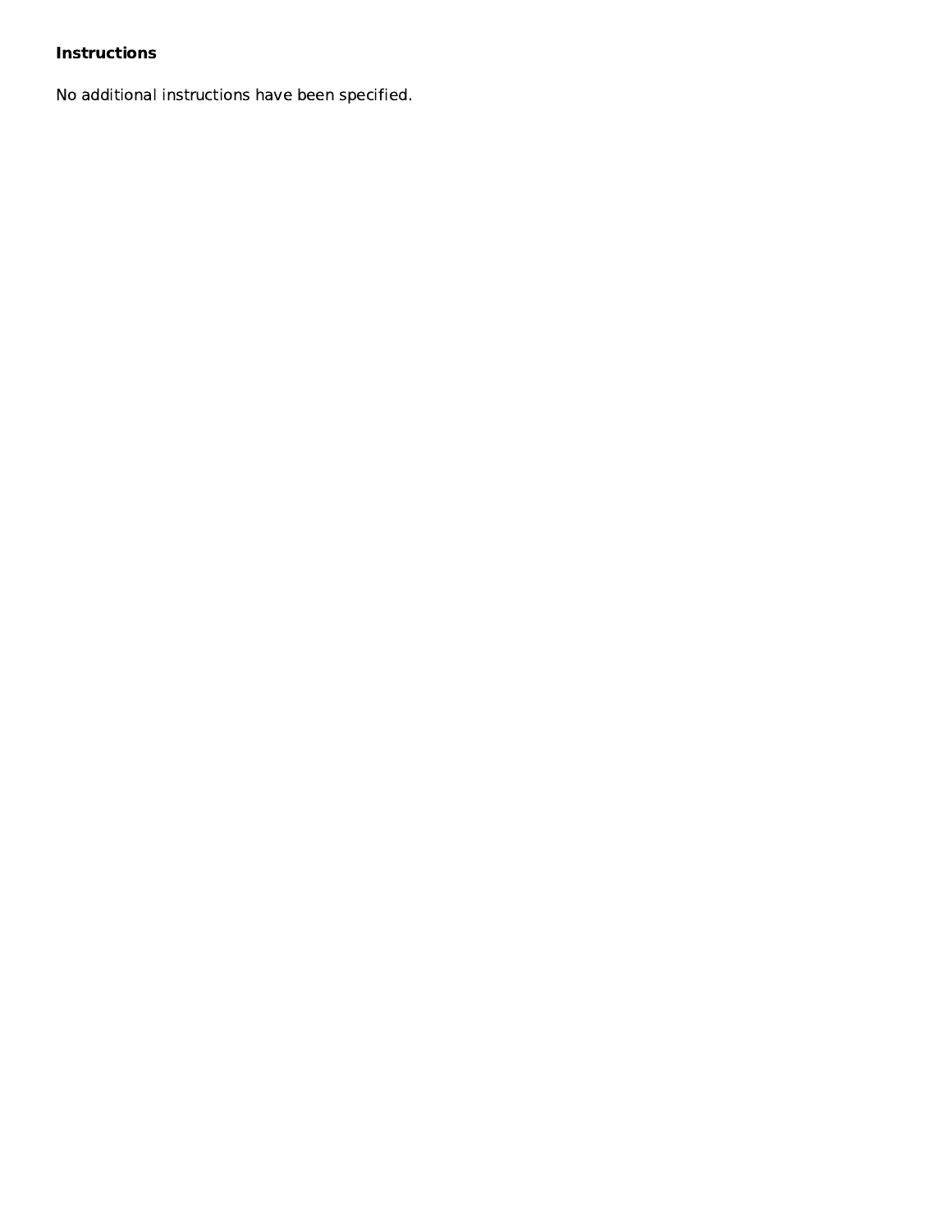**Instructions**

No additional instructions have been specified.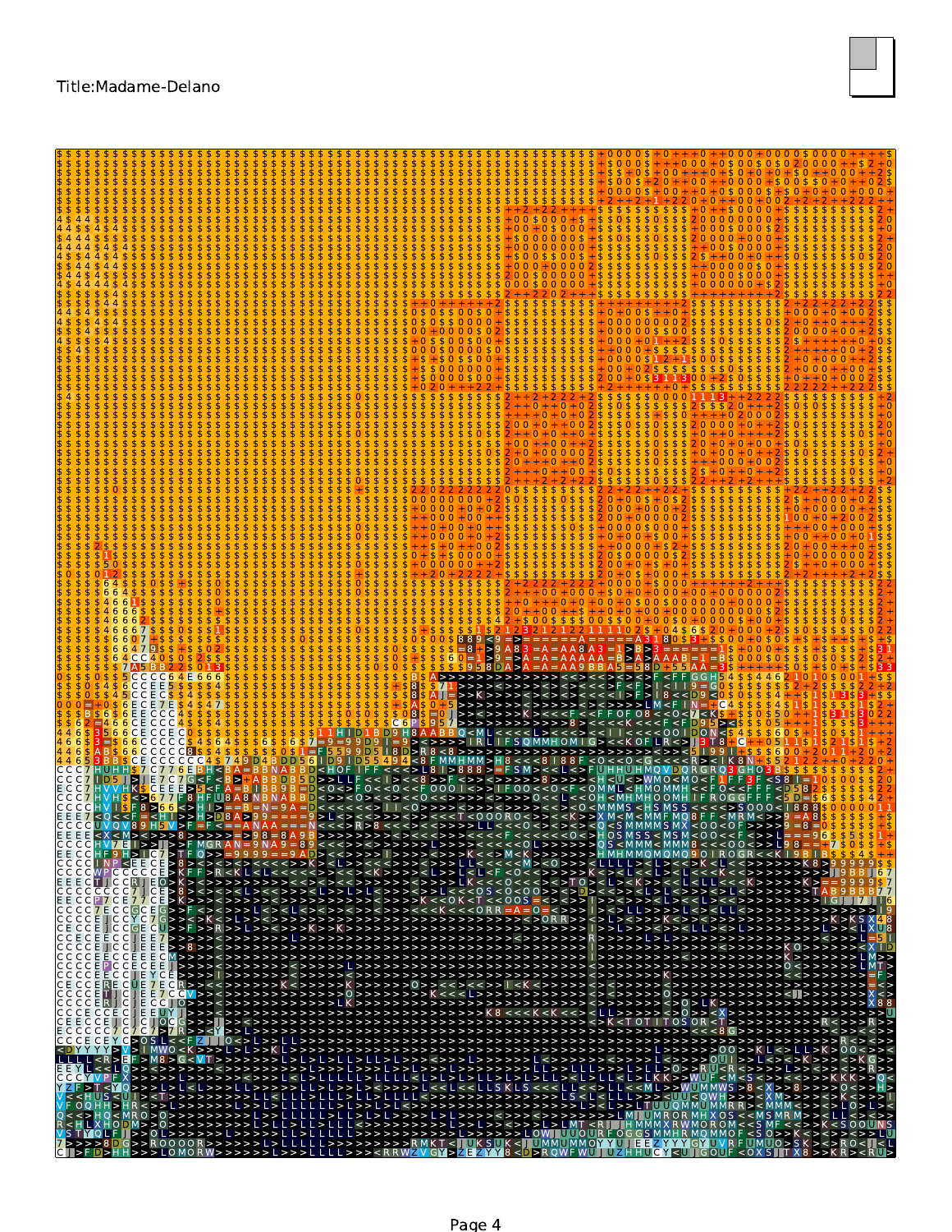Title:Madame-Delano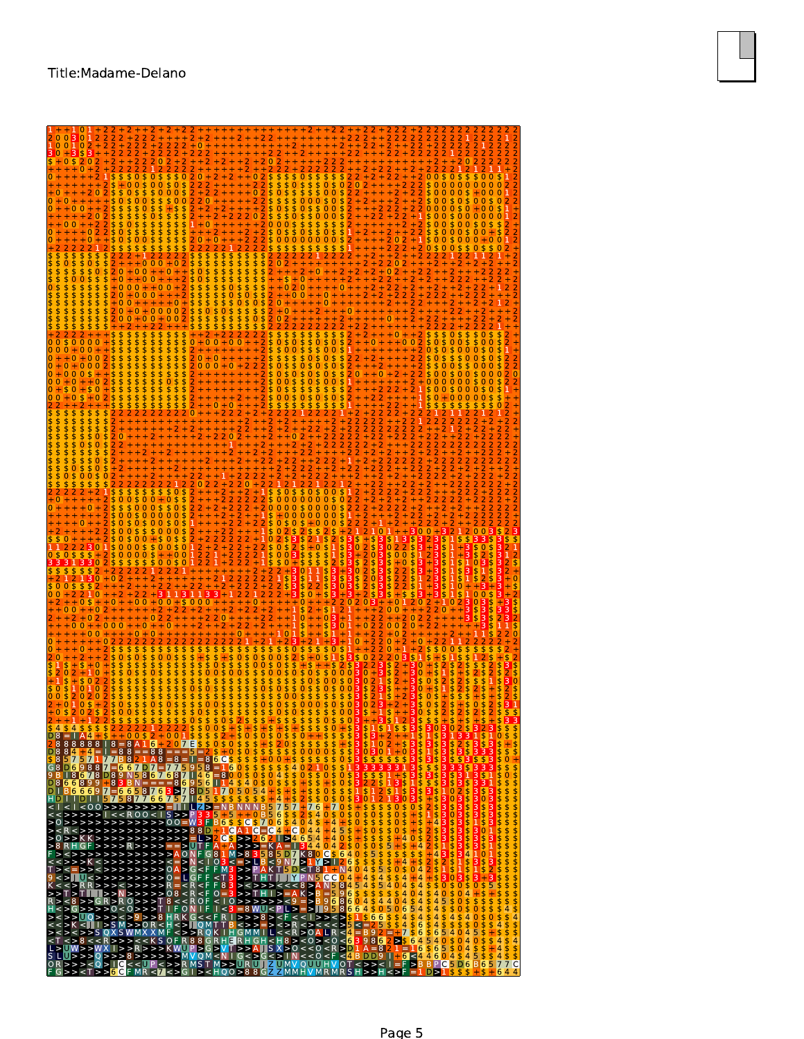Title:Madame-Delano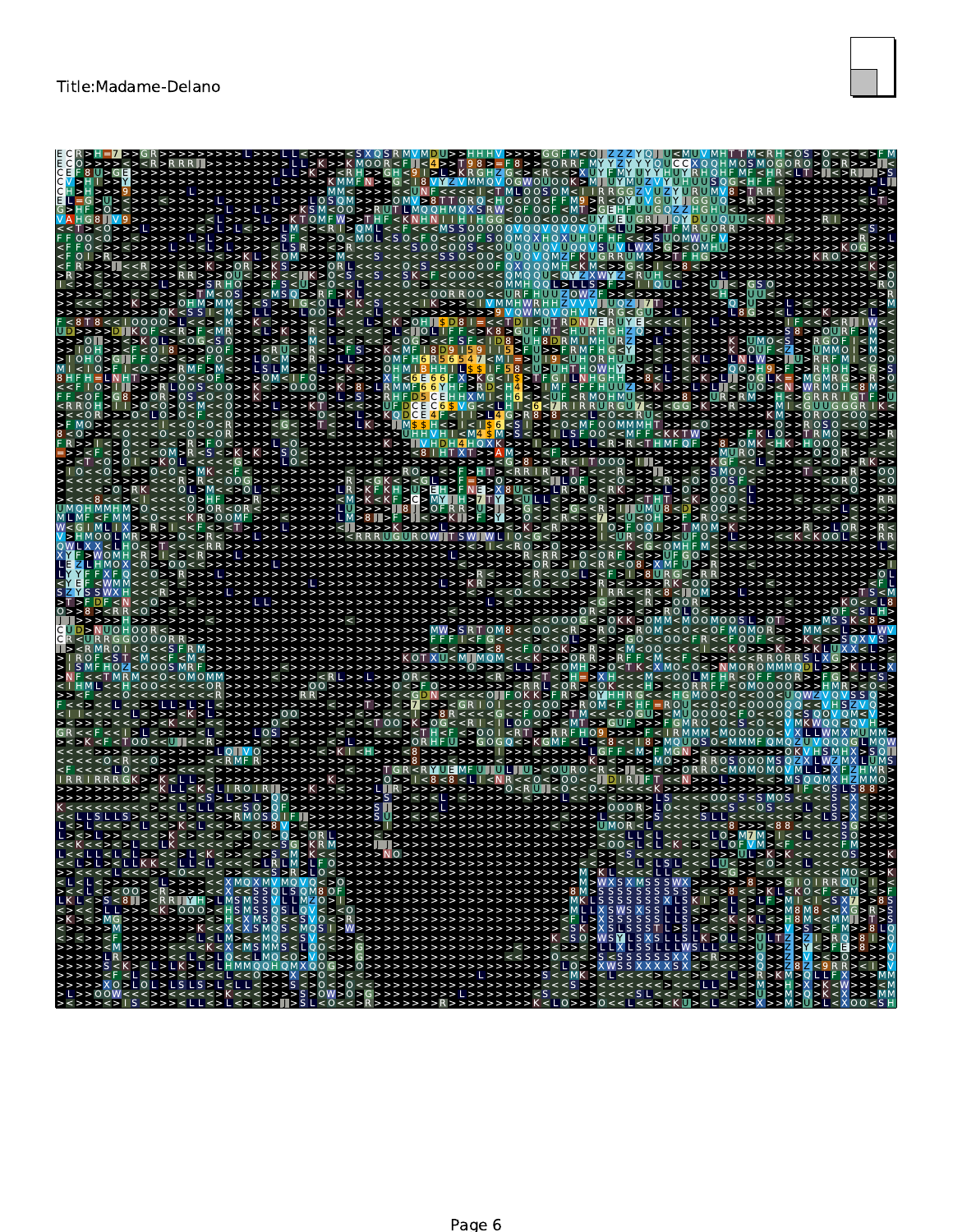Title:Madame-Delano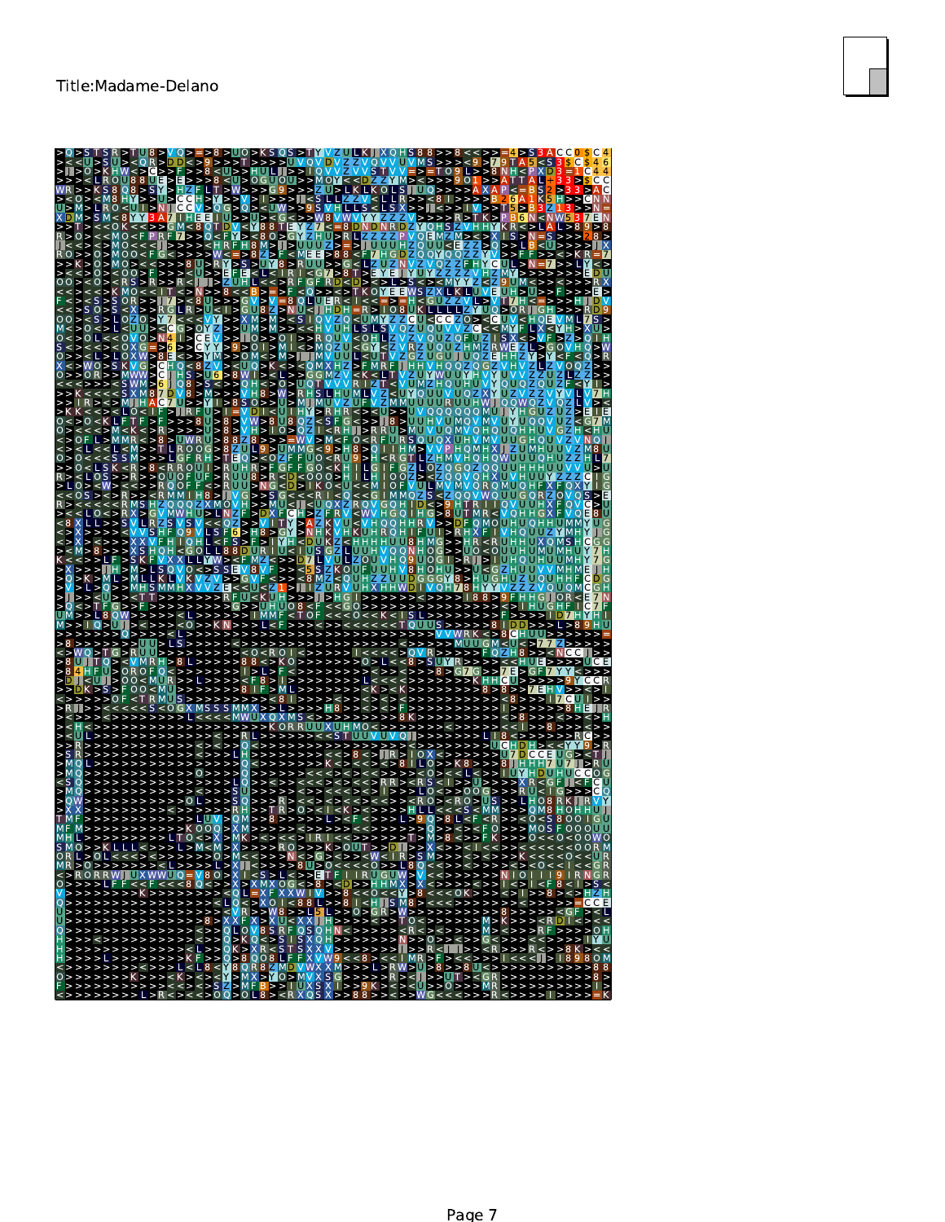Title:Madame-Delano